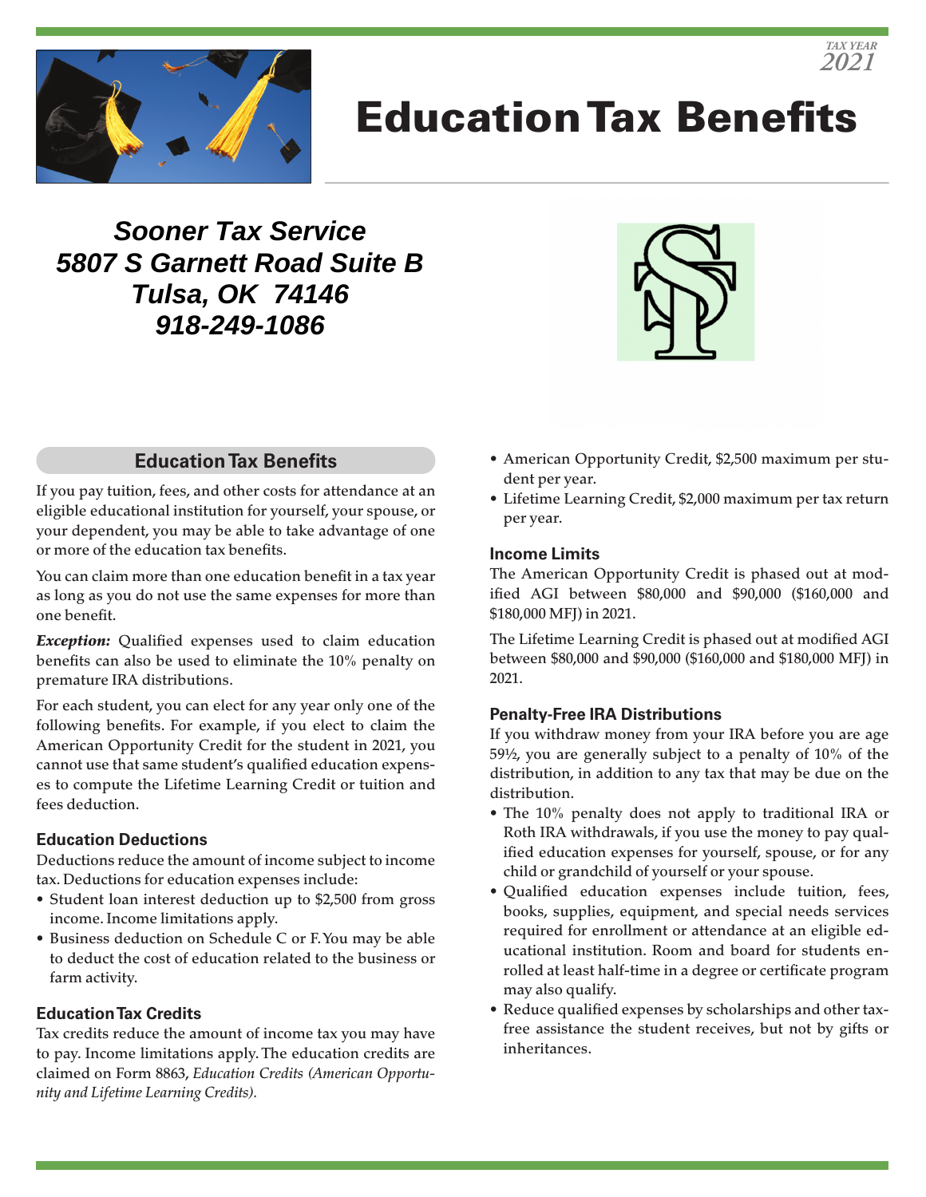TAX YEAR
2021

# Education Tax Benefits

***Sooner Tax Service***
***5807 S Garnett Road Suite B***
***Tulsa, OK 74146***
***918-249-1086***

## Education Tax Benefits

If you pay tuition, fees, and other costs for attendance at an eligible educational institution for yourself, your spouse, or your dependent, you may be able to take advantage of one or more of the education tax benefits.

You can claim more than one education benefit in a tax year as long as you do not use the same expenses for more than one benefit.

***Exception:*** Qualified expenses used to claim education benefits can also be used to eliminate the 10% penalty on premature IRA distributions.

For each student, you can elect for any year only one of the following benefits. For example, if you elect to claim the American Opportunity Credit for the student in 2021, you cannot use that same student's qualified education expenses to compute the Lifetime Learning Credit or tuition and fees deduction.

### Education Deductions

Deductions reduce the amount of income subject to income tax. Deductions for education expenses include:

- Student loan interest deduction up to $2,500 from gross income. Income limitations apply.
- Business deduction on Schedule C or F. You may be able to deduct the cost of education related to the business or farm activity.

### Education Tax Credits

Tax credits reduce the amount of income tax you may have to pay. Income limitations apply. The education credits are claimed on Form 8863, *Education Credits (American Opportunity and Lifetime Learning Credits).*

- American Opportunity Credit, $2,500 maximum per student per year.
- Lifetime Learning Credit, $2,000 maximum per tax return per year.

### Income Limits

The American Opportunity Credit is phased out at modified AGI between $80,000 and $90,000 ($160,000 and $180,000 MFJ) in 2021.

The Lifetime Learning Credit is phased out at modified AGI between $80,000 and $90,000 ($160,000 and $180,000 MFJ) in 2021.

### Penalty-Free IRA Distributions

If you withdraw money from your IRA before you are age 59½, you are generally subject to a penalty of 10% of the distribution, in addition to any tax that may be due on the distribution.

- The 10% penalty does not apply to traditional IRA or Roth IRA withdrawals, if you use the money to pay qualified education expenses for yourself, spouse, or for any child or grandchild of yourself or your spouse.
- Qualified education expenses include tuition, fees, books, supplies, equipment, and special needs services required for enrollment or attendance at an eligible educational institution. Room and board for students enrolled at least half-time in a degree or certificate program may also qualify.
- Reduce qualified expenses by scholarships and other tax-free assistance the student receives, but not by gifts or inheritances.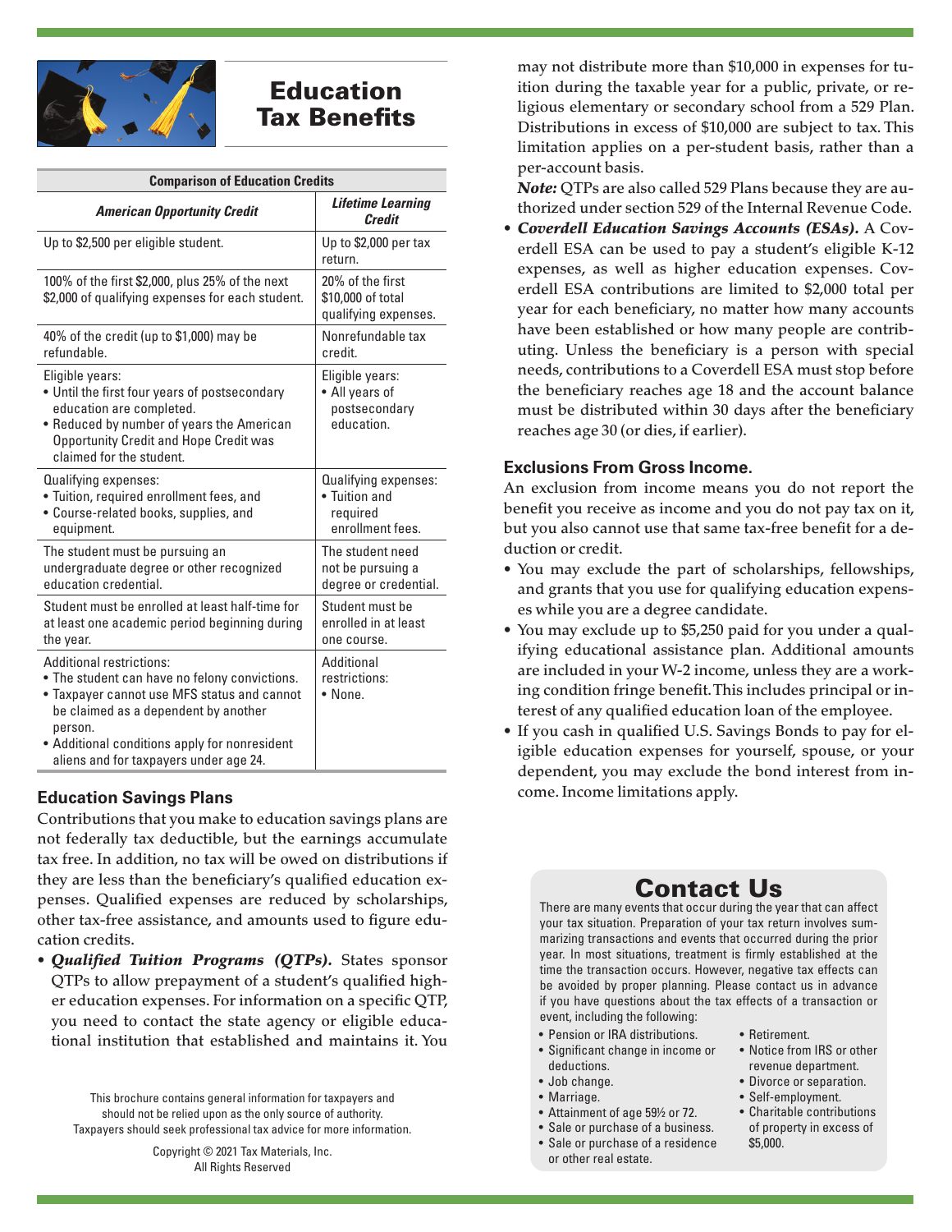# Education Tax Benefits

| Comparison of Education Credits | |
|---|---|
| ***American Opportunity Credit*** | ***Lifetime Learning Credit*** |
| Up to $2,500 per eligible student. | Up to $2,000 per tax return. |
| 100% of the first $2,000, plus 25% of the next $2,000 of qualifying expenses for each student. | 20% of the first $10,000 of total qualifying expenses. |
| 40% of the credit (up to $1,000) may be refundable. | Nonrefundable tax credit. |
| Eligible years: • Until the first four years of postsecondary education are completed. • Reduced by number of years the American Opportunity Credit and Hope Credit was claimed for the student. | Eligible years: • All years of postsecondary education. |
| Qualifying expenses: • Tuition, required enrollment fees, and • Course-related books, supplies, and equipment. | Qualifying expenses: • Tuition and required enrollment fees. |
| The student must be pursuing an undergraduate degree or other recognized education credential. | The student need not be pursuing a degree or credential. |
| Student must be enrolled at least half-time for at least one academic period beginning during the year. | Student must be enrolled in at least one course. |
| Additional restrictions: • The student can have no felony convictions. • Taxpayer cannot use MFS status and cannot be claimed as a dependent by another person. • Additional conditions apply for nonresident aliens and for taxpayers under age 24. | Additional restrictions: • None. |

## Education Savings Plans

Contributions that you make to education savings plans are not federally tax deductible, but the earnings accumulate tax free. In addition, no tax will be owed on distributions if they are less than the beneficiary's qualified education expenses. Qualified expenses are reduced by scholarships, other tax-free assistance, and amounts used to figure education credits.

- ***Qualified Tuition Programs (QTPs).*** States sponsor QTPs to allow prepayment of a student's qualified higher education expenses. For information on a specific QTP, you need to contact the state agency or eligible educational institution that established and maintains it. You may not distribute more than $10,000 in expenses for tuition during the taxable year for a public, private, or religious elementary or secondary school from a 529 Plan. Distributions in excess of $10,000 are subject to tax. This limitation applies on a per-student basis, rather than a per-account basis.

  ***Note:*** QTPs are also called 529 Plans because they are authorized under section 529 of the Internal Revenue Code.
- ***Coverdell Education Savings Accounts (ESAs).*** A Coverdell ESA can be used to pay a student's eligible K-12 expenses, as well as higher education expenses. Coverdell ESA contributions are limited to $2,000 total per year for each beneficiary, no matter how many accounts have been established or how many people are contributing. Unless the beneficiary is a person with special needs, contributions to a Coverdell ESA must stop before the beneficiary reaches age 18 and the account balance must be distributed within 30 days after the beneficiary reaches age 30 (or dies, if earlier).

## Exclusions From Gross Income.

An exclusion from income means you do not report the benefit you receive as income and you do not pay tax on it, but you also cannot use that same tax-free benefit for a deduction or credit.

- You may exclude the part of scholarships, fellowships, and grants that you use for qualifying education expenses while you are a degree candidate.
- You may exclude up to $5,250 paid for you under a qualifying educational assistance plan. Additional amounts are included in your W-2 income, unless they are a working condition fringe benefit. This includes principal or interest of any qualified education loan of the employee.
- If you cash in qualified U.S. Savings Bonds to pay for eligible education expenses for yourself, spouse, or your dependent, you may exclude the bond interest from income. Income limitations apply.

This brochure contains general information for taxpayers and should not be relied upon as the only source of authority. Taxpayers should seek professional tax advice for more information.

Copyright © 2021 Tax Materials, Inc.
All Rights Reserved

## Contact Us

There are many events that occur during the year that can affect your tax situation. Preparation of your tax return involves summarizing transactions and events that occurred during the prior year. In most situations, treatment is firmly established at the time the transaction occurs. However, negative tax effects can be avoided by proper planning. Please contact us in advance if you have questions about the tax effects of a transaction or event, including the following:

- Pension or IRA distributions.
- Significant change in income or deductions.
- Job change.
- Marriage.
- Attainment of age 59½ or 72.
- Sale or purchase of a business.
- Sale or purchase of a residence or other real estate.
- Retirement.
- Notice from IRS or other revenue department.
- Divorce or separation.
- Self-employment.
- Charitable contributions of property in excess of $5,000.